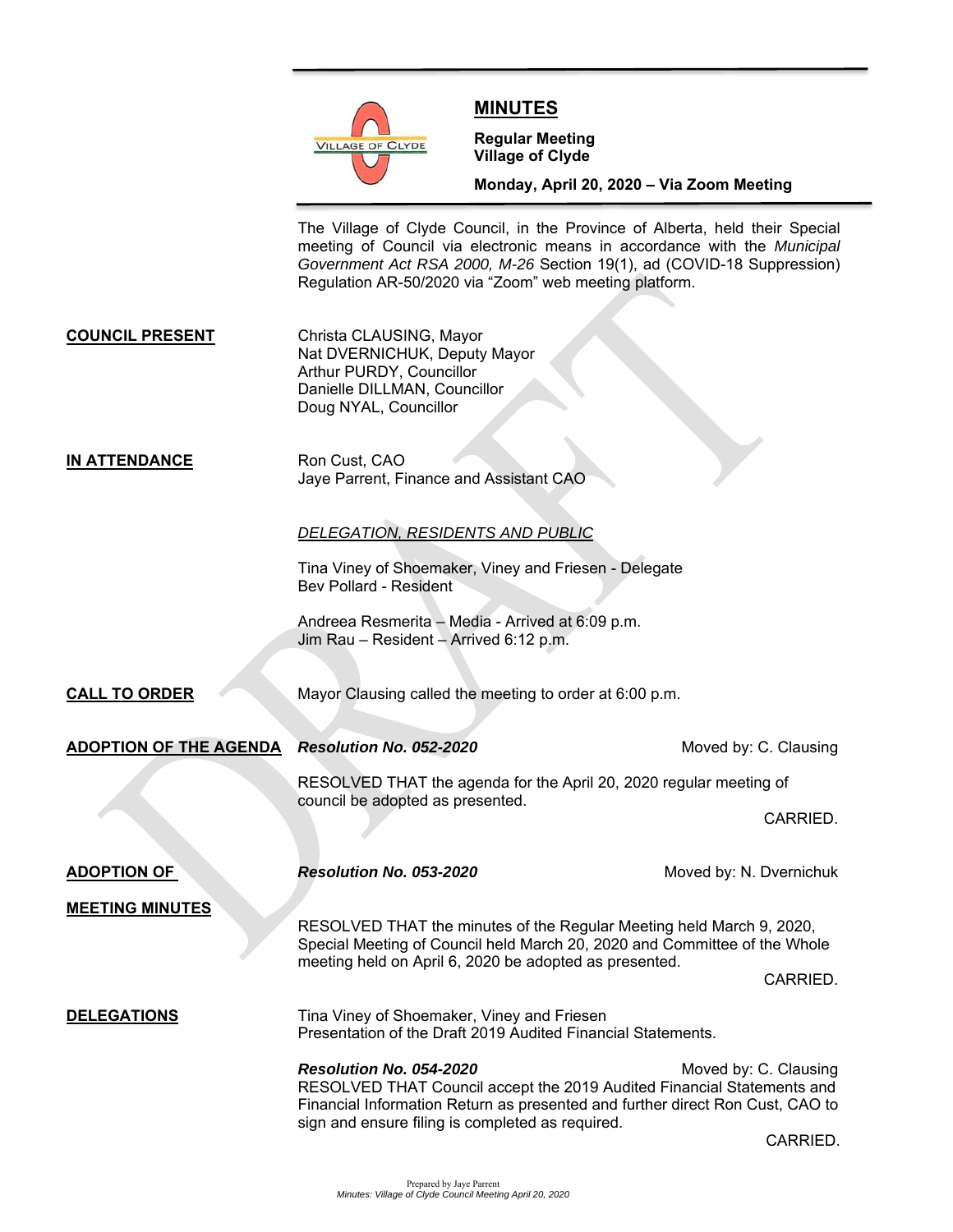# MINUTES

**Regular Meeting**
**Village of Clyde**

**Monday, April 20, 2020 – Via Zoom Meeting**

The Village of Clyde Council, in the Province of Alberta, held their Special meeting of Council via electronic means in accordance with the *Municipal Government Act RSA 2000, M-26* Section 19(1), ad (COVID-18 Suppression) Regulation AR-50/2020 via "Zoom" web meeting platform.

**COUNCIL PRESENT**

Christa CLAUSING, Mayor
Nat DVERNICHUK, Deputy Mayor
Arthur PURDY, Councillor
Danielle DILLMAN, Councillor
Doug NYAL, Councillor

**IN ATTENDANCE**

Ron Cust, CAO
Jaye Parrent, Finance and Assistant CAO

*DELEGATION, RESIDENTS AND PUBLIC*

Tina Viney of Shoemaker, Viney and Friesen - Delegate
Bev Pollard - Resident

Andreea Resmerita – Media - Arrived at 6:09 p.m.
Jim Rau – Resident – Arrived 6:12 p.m.

**CALL TO ORDER**

Mayor Clausing called the meeting to order at 6:00 p.m.

**ADOPTION OF THE AGENDA**

***Resolution No. 052-2020*** — Moved by: C. Clausing

RESOLVED THAT the agenda for the April 20, 2020 regular meeting of council be adopted as presented.

CARRIED.

**ADOPTION OF MEETING MINUTES**

***Resolution No. 053-2020*** — Moved by: N. Dvernichuk

RESOLVED THAT the minutes of the Regular Meeting held March 9, 2020, Special Meeting of Council held March 20, 2020 and Committee of the Whole meeting held on April 6, 2020 be adopted as presented.

CARRIED.

**DELEGATIONS**

Tina Viney of Shoemaker, Viney and Friesen
Presentation of the Draft 2019 Audited Financial Statements.

***Resolution No. 054-2020*** — Moved by: C. Clausing

RESOLVED THAT Council accept the 2019 Audited Financial Statements and Financial Information Return as presented and further direct Ron Cust, CAO to sign and ensure filing is completed as required.

CARRIED.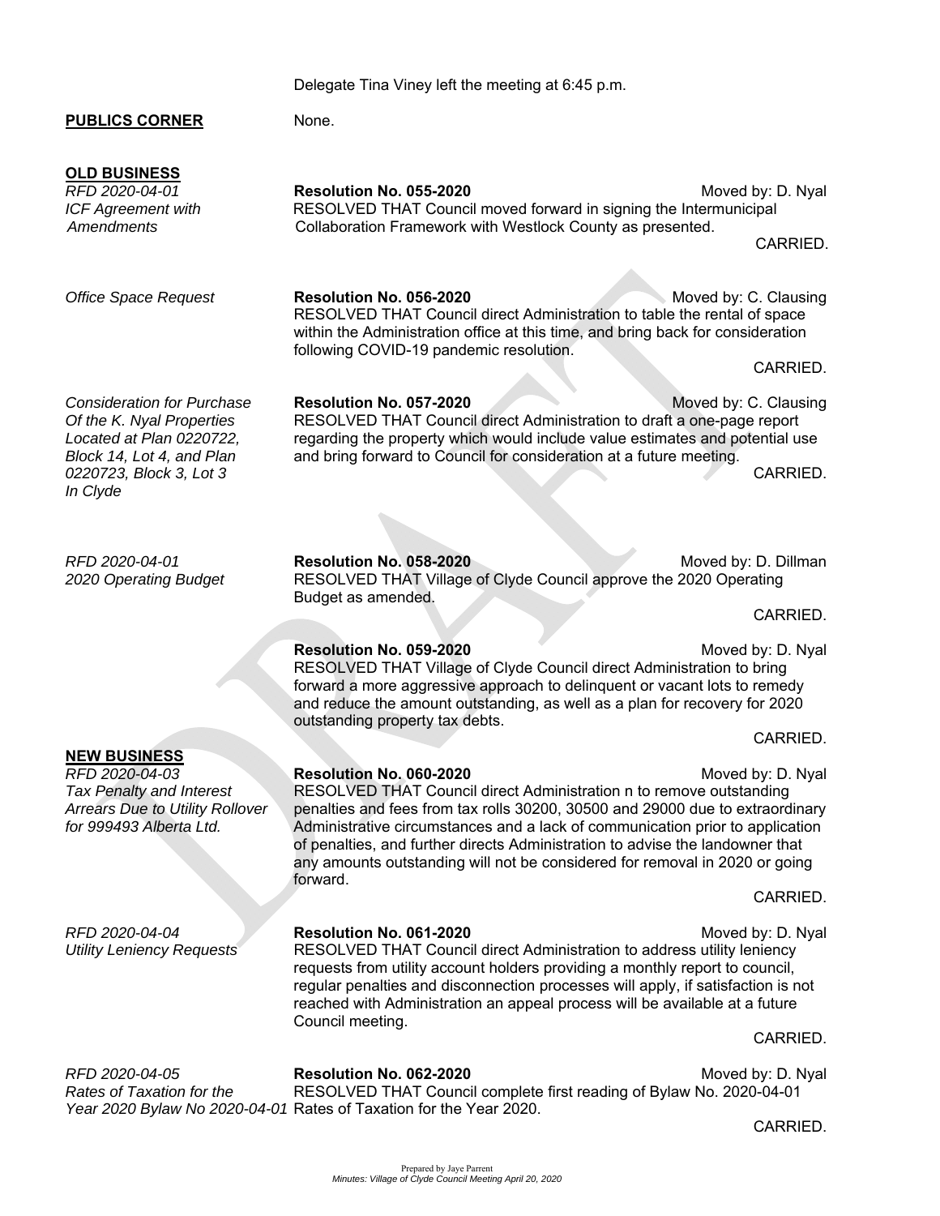Delegate Tina Viney left the meeting at 6:45 p.m.

**PUBLICS CORNER**

None.

**OLD BUSINESS**

*RFD 2020-04-01*
*ICF Agreement with Amendments*

**Resolution No. 055-2020** Moved by: D. Nyal

RESOLVED THAT Council moved forward in signing the Intermunicipal Collaboration Framework with Westlock County as presented.

CARRIED.

*Office Space Request*

**Resolution No. 056-2020** Moved by: C. Clausing

RESOLVED THAT Council direct Administration to table the rental of space within the Administration office at this time, and bring back for consideration following COVID-19 pandemic resolution.

CARRIED.

*Consideration for Purchase Of the K. Nyal Properties Located at Plan 0220722, Block 14, Lot 4, and Plan 0220723, Block 3, Lot 3 In Clyde*

**Resolution No. 057-2020** Moved by: C. Clausing

RESOLVED THAT Council direct Administration to draft a one-page report regarding the property which would include value estimates and potential use and bring forward to Council for consideration at a future meeting.

CARRIED.

*RFD 2020-04-01*
*2020 Operating Budget*

**Resolution No. 058-2020** Moved by: D. Dillman

RESOLVED THAT Village of Clyde Council approve the 2020 Operating Budget as amended.

CARRIED.

**Resolution No. 059-2020** Moved by: D. Nyal

RESOLVED THAT Village of Clyde Council direct Administration to bring forward a more aggressive approach to delinquent or vacant lots to remedy and reduce the amount outstanding, as well as a plan for recovery for 2020 outstanding property tax debts.

CARRIED.

**NEW BUSINESS**

*RFD 2020-04-03*
*Tax Penalty and Interest Arrears Due to Utility Rollover for 999493 Alberta Ltd.*

**Resolution No. 060-2020** Moved by: D. Nyal

RESOLVED THAT Council direct Administration n to remove outstanding penalties and fees from tax rolls 30200, 30500 and 29000 due to extraordinary Administrative circumstances and a lack of communication prior to application of penalties, and further directs Administration to advise the landowner that any amounts outstanding will not be considered for removal in 2020 or going forward.

CARRIED.

*RFD 2020-04-04*
*Utility Leniency Requests*

**Resolution No. 061-2020** Moved by: D. Nyal

RESOLVED THAT Council direct Administration to address utility leniency requests from utility account holders providing a monthly report to council, regular penalties and disconnection processes will apply, if satisfaction is not reached with Administration an appeal process will be available at a future Council meeting.

CARRIED.

*RFD 2020-04-05*
*Rates of Taxation for the Year 2020 Bylaw No 2020-04-01*

**Resolution No. 062-2020** Moved by: D. Nyal

RESOLVED THAT Council complete first reading of Bylaw No. 2020-04-01 Rates of Taxation for the Year 2020.

CARRIED.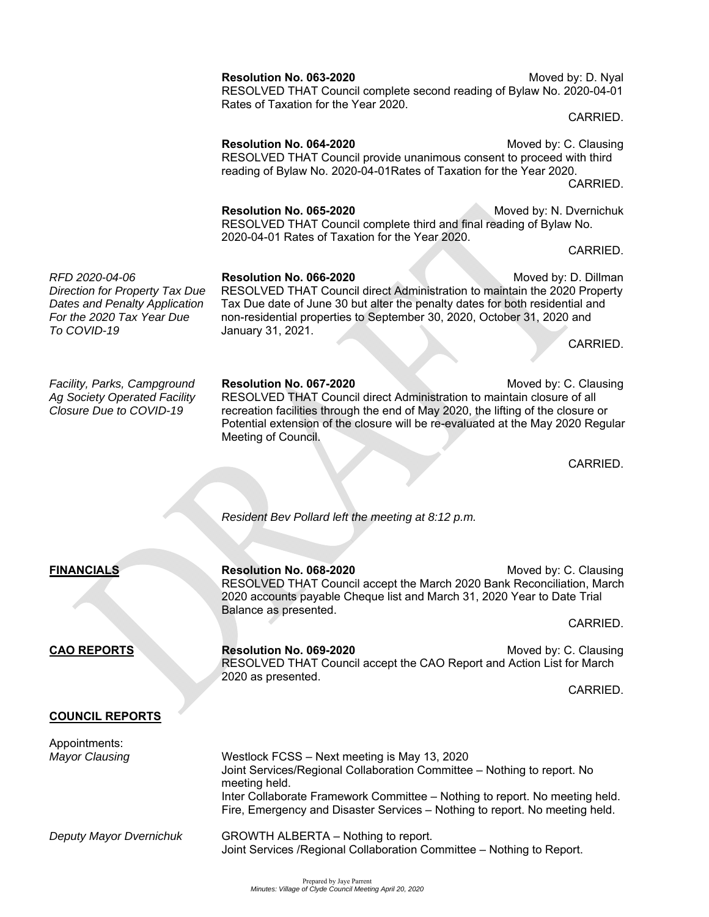**Resolution No. 063-2020** Moved by: D. Nyal
RESOLVED THAT Council complete second reading of Bylaw No. 2020-04-01 Rates of Taxation for the Year 2020.

CARRIED.

**Resolution No. 064-2020** Moved by: C. Clausing
RESOLVED THAT Council provide unanimous consent to proceed with third reading of Bylaw No. 2020-04-01Rates of Taxation for the Year 2020.

CARRIED.

**Resolution No. 065-2020** Moved by: N. Dvernichuk
RESOLVED THAT Council complete third and final reading of Bylaw No. 2020-04-01 Rates of Taxation for the Year 2020.

CARRIED.

*RFD 2020-04-06*
*Direction for Property Tax Due Dates and Penalty Application For the 2020 Tax Year Due To COVID-19*

**Resolution No. 066-2020** Moved by: D. Dillman
RESOLVED THAT Council direct Administration to maintain the 2020 Property Tax Due date of June 30 but alter the penalty dates for both residential and non-residential properties to September 30, 2020, October 31, 2020 and January 31, 2021.

CARRIED.

*Facility, Parks, Campground Ag Society Operated Facility Closure Due to COVID-19*

**Resolution No. 067-2020** Moved by: C. Clausing
RESOLVED THAT Council direct Administration to maintain closure of all recreation facilities through the end of May 2020, the lifting of the closure or Potential extension of the closure will be re-evaluated at the May 2020 Regular Meeting of Council.

CARRIED.

*Resident Bev Pollard left the meeting at 8:12 p.m.*

**FINANCIALS**

**Resolution No. 068-2020** Moved by: C. Clausing
RESOLVED THAT Council accept the March 2020 Bank Reconciliation, March 2020 accounts payable Cheque list and March 31, 2020 Year to Date Trial Balance as presented.

CARRIED.

**CAO REPORTS**

**Resolution No. 069-2020** Moved by: C. Clausing
RESOLVED THAT Council accept the CAO Report and Action List for March 2020 as presented.

CARRIED.

**COUNCIL REPORTS**

Appointments:

*Mayor Clausing*

Westlock FCSS – Next meeting is May 13, 2020
Joint Services/Regional Collaboration Committee – Nothing to report. No meeting held.
Inter Collaborate Framework Committee – Nothing to report. No meeting held.
Fire, Emergency and Disaster Services – Nothing to report. No meeting held.

*Deputy Mayor Dvernichuk*

GROWTH ALBERTA – Nothing to report.
Joint Services /Regional Collaboration Committee – Nothing to Report.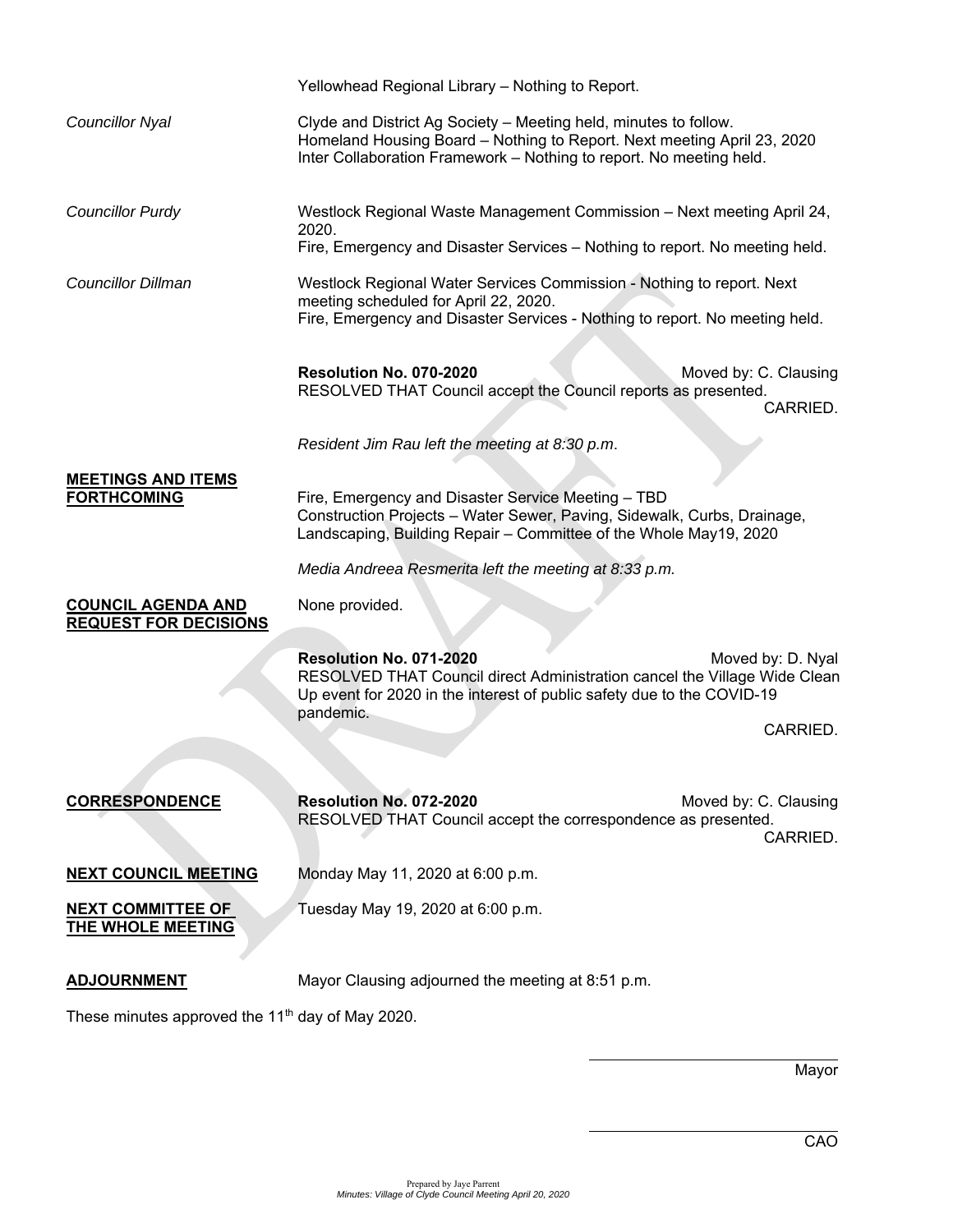Yellowhead Regional Library – Nothing to Report.

*Councillor Nyal*

Clyde and District Ag Society – Meeting held, minutes to follow.
Homeland Housing Board – Nothing to Report. Next meeting April 23, 2020
Inter Collaboration Framework – Nothing to report. No meeting held.

*Councillor Purdy*

Westlock Regional Waste Management Commission – Next meeting April 24, 2020.
Fire, Emergency and Disaster Services – Nothing to report. No meeting held.

*Councillor Dillman*

Westlock Regional Water Services Commission - Nothing to report. Next meeting scheduled for April 22, 2020.
Fire, Emergency and Disaster Services - Nothing to report. No meeting held.

**Resolution No. 070-2020** Moved by: C. Clausing
RESOLVED THAT Council accept the Council reports as presented.
CARRIED.

*Resident Jim Rau left the meeting at 8:30 p.m*.

**MEETINGS AND ITEMS FORTHCOMING**

Fire, Emergency and Disaster Service Meeting – TBD
Construction Projects – Water Sewer, Paving, Sidewalk, Curbs, Drainage, Landscaping, Building Repair – Committee of the Whole May19, 2020

*Media Andreea Resmerita left the meeting at 8:33 p.m.*

**COUNCIL AGENDA AND REQUEST FOR DECISIONS**

None provided.

**Resolution No. 071-2020** Moved by: D. Nyal
RESOLVED THAT Council direct Administration cancel the Village Wide Clean Up event for 2020 in the interest of public safety due to the COVID-19 pandemic.
CARRIED.

**CORRESPONDENCE**

**Resolution No. 072-2020** Moved by: C. Clausing
RESOLVED THAT Council accept the correspondence as presented.
CARRIED.

**NEXT COUNCIL MEETING** Monday May 11, 2020 at 6:00 p.m.

**NEXT COMMITTEE OF THE WHOLE MEETING** Tuesday May 19, 2020 at 6:00 p.m.

**ADJOURNMENT** Mayor Clausing adjourned the meeting at 8:51 p.m.

These minutes approved the 11th day of May 2020.

_______________________
Mayor

_______________________
CAO

Prepared by Jaye Parrent
*Minutes: Village of Clyde Council Meeting April 20, 2020*